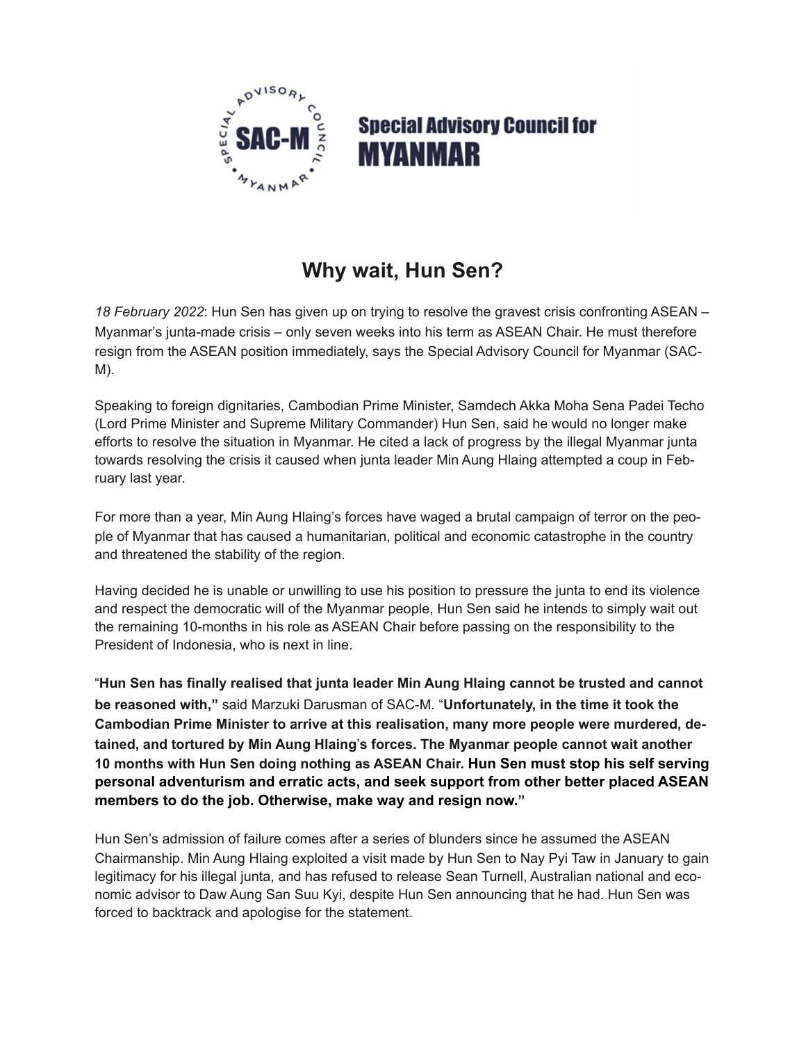Special Advisory Council for MYANMAR

# Why wait, Hun Sen?

*18 February 2022*: Hun Sen has given up on trying to resolve the gravest crisis confronting ASEAN – Myanmar's junta-made crisis – only seven weeks into his term as ASEAN Chair. He must therefore resign from the ASEAN position immediately, says the Special Advisory Council for Myanmar (SAC-M).

Speaking to foreign dignitaries, Cambodian Prime Minister, Samdech Akka Moha Sena Padei Techo (Lord Prime Minister and Supreme Military Commander) Hun Sen, said he would no longer make efforts to resolve the situation in Myanmar. He cited a lack of progress by the illegal Myanmar junta towards resolving the crisis it caused when junta leader Min Aung Hlaing attempted a coup in February last year.

For more than a year, Min Aung Hlaing's forces have waged a brutal campaign of terror on the people of Myanmar that has caused a humanitarian, political and economic catastrophe in the country and threatened the stability of the region.

Having decided he is unable or unwilling to use his position to pressure the junta to end its violence and respect the democratic will of the Myanmar people, Hun Sen said he intends to simply wait out the remaining 10-months in his role as ASEAN Chair before passing on the responsibility to the President of Indonesia, who is next in line.

"**Hun Sen has finally realised that junta leader Min Aung Hlaing cannot be trusted and cannot be reasoned with,**" said Marzuki Darusman of SAC-M. "**Unfortunately, in the time it took the Cambodian Prime Minister to arrive at this realisation, many more people were murdered, detained, and tortured by Min Aung Hlaing's forces. The Myanmar people cannot wait another 10 months with Hun Sen doing nothing as ASEAN Chair. Hun Sen must stop his self serving personal adventurism and erratic acts, and seek support from other better placed ASEAN members to do the job. Otherwise, make way and resign now.**"

Hun Sen's admission of failure comes after a series of blunders since he assumed the ASEAN Chairmanship. Min Aung Hlaing exploited a visit made by Hun Sen to Nay Pyi Taw in January to gain legitimacy for his illegal junta, and has refused to release Sean Turnell, Australian national and economic advisor to Daw Aung San Suu Kyi, despite Hun Sen announcing that he had. Hun Sen was forced to backtrack and apologise for the statement.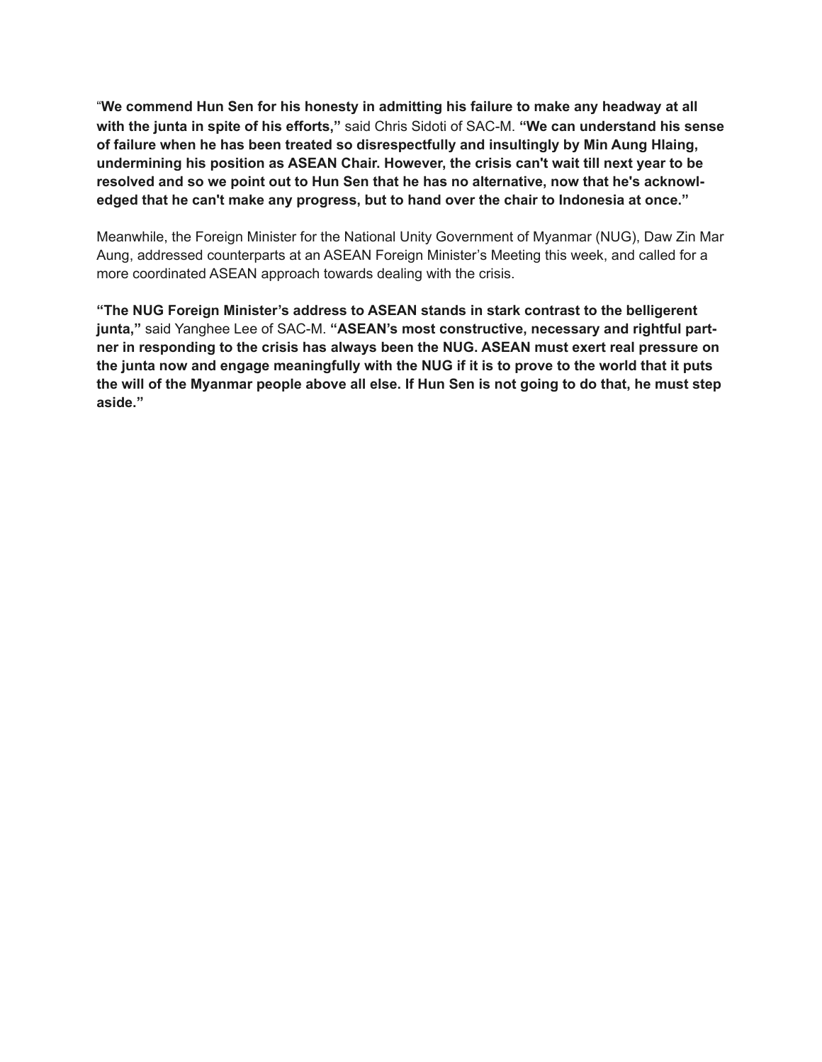"**We commend Hun Sen for his honesty in admitting his failure to make any headway at all with the junta in spite of his efforts,"** said Chris Sidoti of SAC-M. **"We can understand his sense of failure when he has been treated so disrespectfully and insultingly by Min Aung Hlaing, undermining his position as ASEAN Chair. However, the crisis can't wait till next year to be resolved and so we point out to Hun Sen that he has no alternative, now that he's acknowledged that he can't make any progress, but to hand over the chair to Indonesia at once."**

Meanwhile, the Foreign Minister for the National Unity Government of Myanmar (NUG), Daw Zin Mar Aung, addressed counterparts at an ASEAN Foreign Minister's Meeting this week, and called for a more coordinated ASEAN approach towards dealing with the crisis.

**"The NUG Foreign Minister's address to ASEAN stands in stark contrast to the belligerent junta,"** said Yanghee Lee of SAC-M. **"ASEAN's most constructive, necessary and rightful partner in responding to the crisis has always been the NUG. ASEAN must exert real pressure on the junta now and engage meaningfully with the NUG if it is to prove to the world that it puts the will of the Myanmar people above all else. If Hun Sen is not going to do that, he must step aside."**